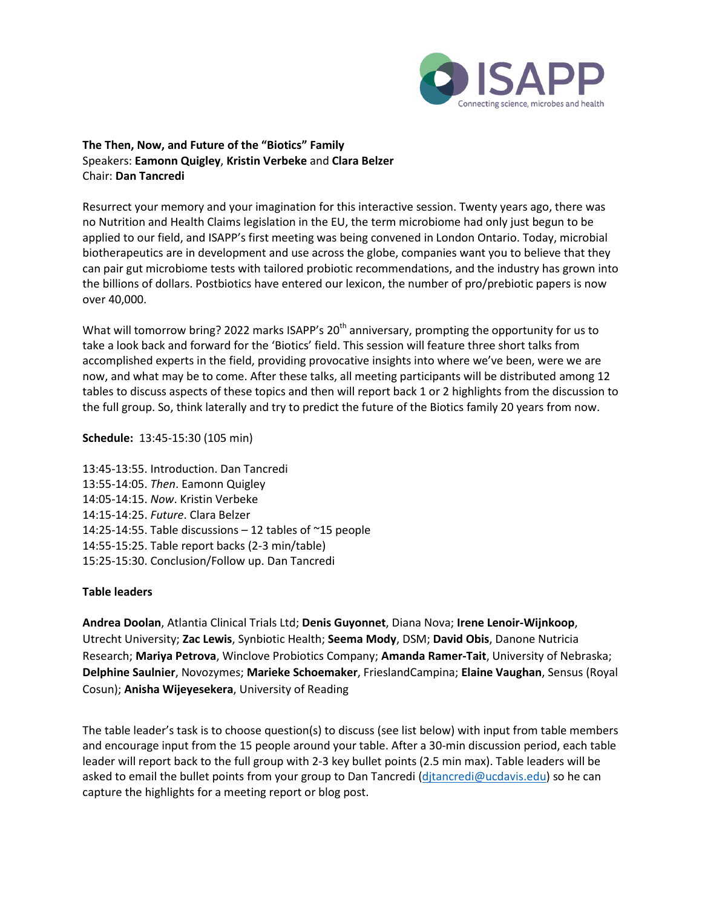**The Then, Now, and Future of the "Biotics" Family**
Speakers: **Eamonn Quigley**, **Kristin Verbeke** and **Clara Belzer**
Chair: **Dan Tancredi**

Resurrect your memory and your imagination for this interactive session. Twenty years ago, there was no Nutrition and Health Claims legislation in the EU, the term microbiome had only just begun to be applied to our field, and ISAPP's first meeting was being convened in London Ontario. Today, microbial biotherapeutics are in development and use across the globe, companies want you to believe that they can pair gut microbiome tests with tailored probiotic recommendations, and the industry has grown into the billions of dollars. Postbiotics have entered our lexicon, the number of pro/prebiotic papers is now over 40,000.

What will tomorrow bring? 2022 marks ISAPP's 20th anniversary, prompting the opportunity for us to take a look back and forward for the 'Biotics' field. This session will feature three short talks from accomplished experts in the field, providing provocative insights into where we've been, were we are now, and what may be to come. After these talks, all meeting participants will be distributed among 12 tables to discuss aspects of these topics and then will report back 1 or 2 highlights from the discussion to the full group. So, think laterally and try to predict the future of the Biotics family 20 years from now.

**Schedule:** 13:45-15:30 (105 min)

13:45-13:55. Introduction. Dan Tancredi
13:55-14:05. *Then*. Eamonn Quigley
14:05-14:15. *Now*. Kristin Verbeke
14:15-14:25. *Future*. Clara Belzer
14:25-14:55. Table discussions – 12 tables of ~15 people
14:55-15:25. Table report backs (2-3 min/table)
15:25-15:30. Conclusion/Follow up. Dan Tancredi

**Table leaders**

**Andrea Doolan**, Atlantia Clinical Trials Ltd; **Denis Guyonnet**, Diana Nova; **Irene Lenoir-Wijnkoop**, Utrecht University; **Zac Lewis**, Synbiotic Health; **Seema Mody**, DSM; **David Obis**, Danone Nutricia Research; **Mariya Petrova**, Winclove Probiotics Company; **Amanda Ramer-Tait**, University of Nebraska; **Delphine Saulnier**, Novozymes; **Marieke Schoemaker**, FrieslandCampina; **Elaine Vaughan**, Sensus (Royal Cosun); **Anisha Wijeyesekera**, University of Reading

The table leader's task is to choose question(s) to discuss (see list below) with input from table members and encourage input from the 15 people around your table. After a 30-min discussion period, each table leader will report back to the full group with 2-3 key bullet points (2.5 min max). Table leaders will be asked to email the bullet points from your group to Dan Tancredi (djtancredi@ucdavis.edu) so he can capture the highlights for a meeting report or blog post.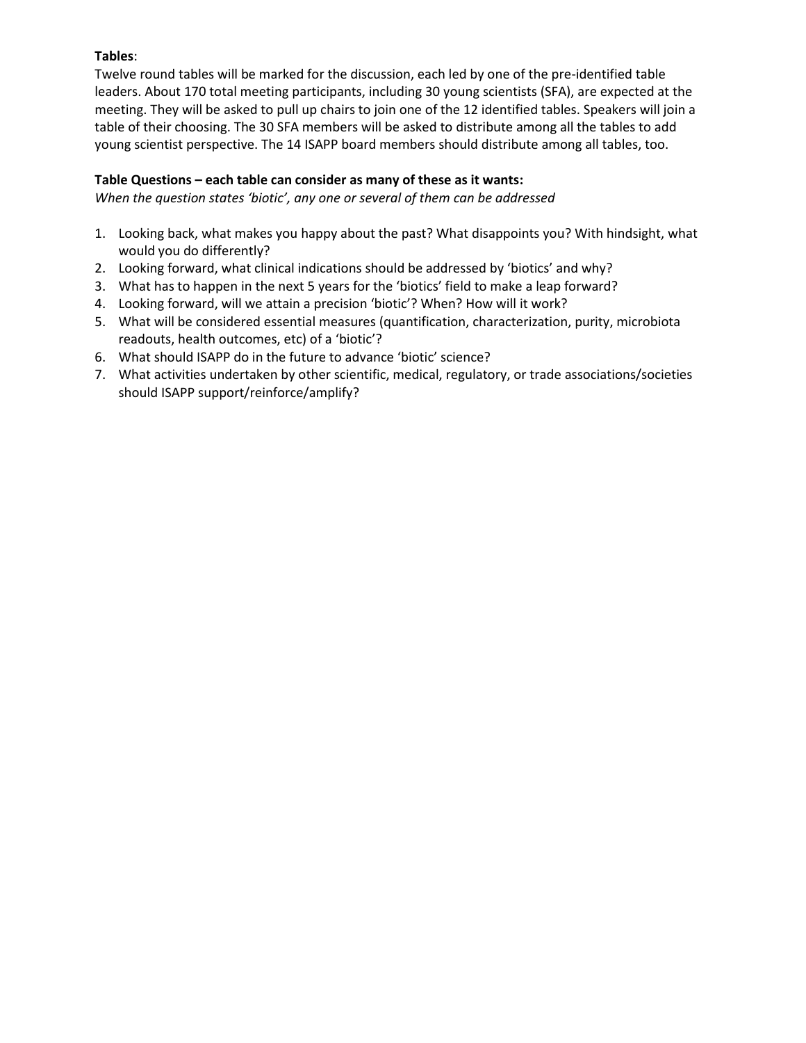**Tables**:
Twelve round tables will be marked for the discussion, each led by one of the pre-identified table leaders. About 170 total meeting participants, including 30 young scientists (SFA), are expected at the meeting. They will be asked to pull up chairs to join one of the 12 identified tables. Speakers will join a table of their choosing. The 30 SFA members will be asked to distribute among all the tables to add young scientist perspective. The 14 ISAPP board members should distribute among all tables, too.

**Table Questions – each table can consider as many of these as it wants:**
*When the question states 'biotic', any one or several of them can be addressed*

1. Looking back, what makes you happy about the past? What disappoints you? With hindsight, what would you do differently?
2. Looking forward, what clinical indications should be addressed by 'biotics' and why?
3. What has to happen in the next 5 years for the 'biotics' field to make a leap forward?
4. Looking forward, will we attain a precision 'biotic'? When? How will it work?
5. What will be considered essential measures (quantification, characterization, purity, microbiota readouts, health outcomes, etc) of a 'biotic'?
6. What should ISAPP do in the future to advance 'biotic' science?
7. What activities undertaken by other scientific, medical, regulatory, or trade associations/societies should ISAPP support/reinforce/amplify?